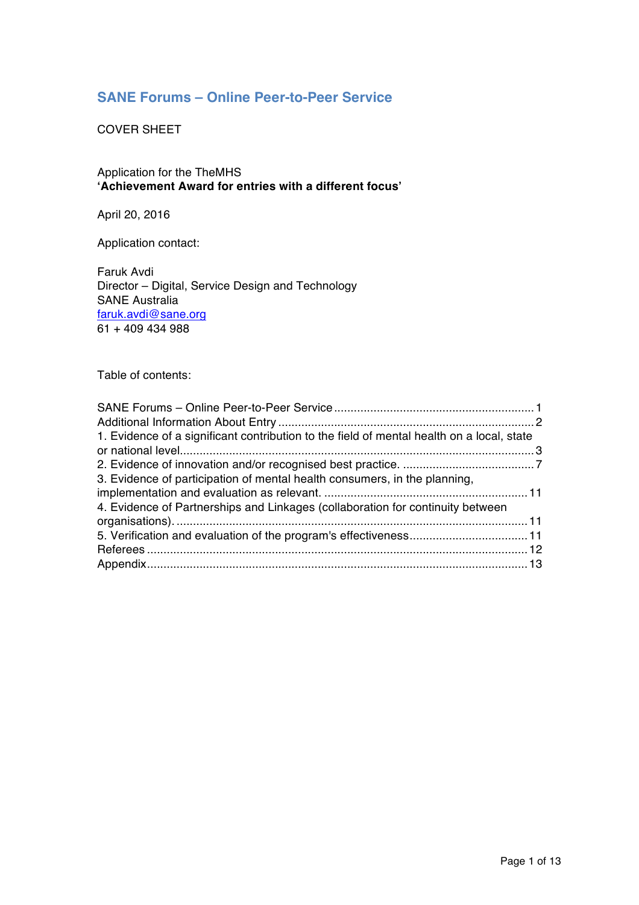# SANE Forums – Online Peer-to-Peer Service

COVER SHEET

Application for the TheMHS
**'Achievement Award for entries with a different focus'**

April 20, 2016

Application contact:

Faruk Avdi
Director – Digital, Service Design and Technology
SANE Australia
faruk.avdi@sane.org
61 + 409 434 988

Table of contents:

SANE Forums – Online Peer-to-Peer Service .......... 1
Additional Information About Entry .......... 2
1. Evidence of a significant contribution to the field of mental health on a local, state or national level .......... 3
2. Evidence of innovation and/or recognised best practice. .......... 7
3. Evidence of participation of mental health consumers, in the planning, implementation and evaluation as relevant. .......... 11
4. Evidence of Partnerships and Linkages (collaboration for continuity between organisations). .......... 11
5. Verification and evaluation of the program's effectiveness .......... 11
Referees .......... 12
Appendix .......... 13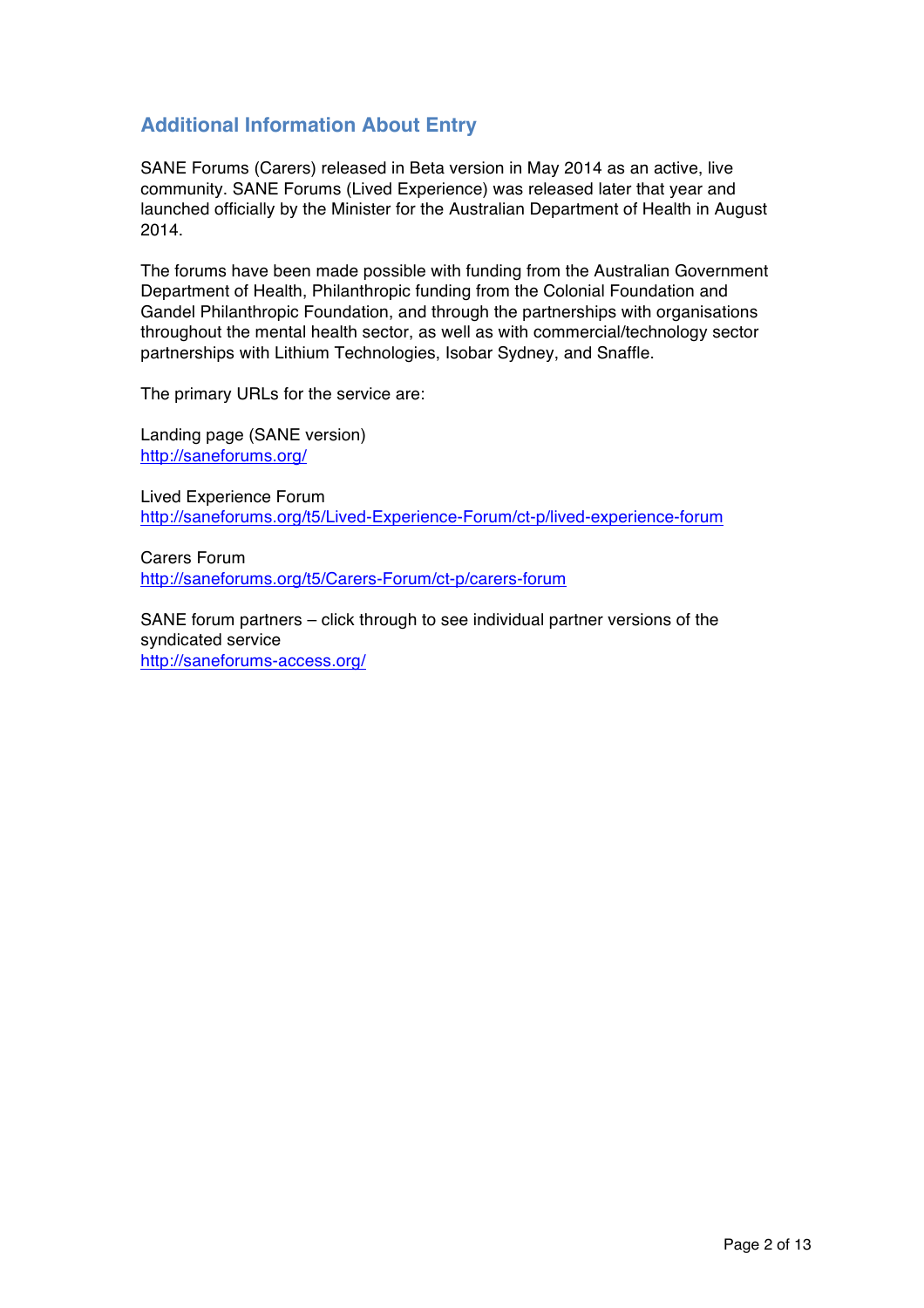## Additional Information About Entry

SANE Forums (Carers) released in Beta version in May 2014 as an active, live community. SANE Forums (Lived Experience) was released later that year and launched officially by the Minister for the Australian Department of Health in August 2014.

The forums have been made possible with funding from the Australian Government Department of Health, Philanthropic funding from the Colonial Foundation and Gandel Philanthropic Foundation, and through the partnerships with organisations throughout the mental health sector, as well as with commercial/technology sector partnerships with Lithium Technologies, Isobar Sydney, and Snaffle.

The primary URLs for the service are:

Landing page (SANE version)
http://saneforums.org/

Lived Experience Forum
http://saneforums.org/t5/Lived-Experience-Forum/ct-p/lived-experience-forum

Carers Forum
http://saneforums.org/t5/Carers-Forum/ct-p/carers-forum

SANE forum partners – click through to see individual partner versions of the syndicated service
http://saneforums-access.org/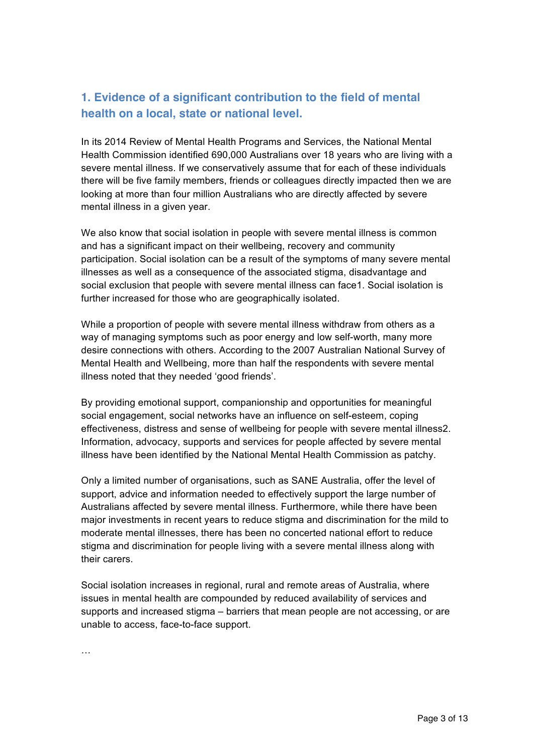## 1. Evidence of a significant contribution to the field of mental health on a local, state or national level.

In its 2014 Review of Mental Health Programs and Services, the National Mental Health Commission identified 690,000 Australians over 18 years who are living with a severe mental illness. If we conservatively assume that for each of these individuals there will be five family members, friends or colleagues directly impacted then we are looking at more than four million Australians who are directly affected by severe mental illness in a given year.

We also know that social isolation in people with severe mental illness is common and has a significant impact on their wellbeing, recovery and community participation. Social isolation can be a result of the symptoms of many severe mental illnesses as well as a consequence of the associated stigma, disadvantage and social exclusion that people with severe mental illness can face[1]. Social isolation is further increased for those who are geographically isolated.

While a proportion of people with severe mental illness withdraw from others as a way of managing symptoms such as poor energy and low self-worth, many more desire connections with others. According to the 2007 Australian National Survey of Mental Health and Wellbeing, more than half the respondents with severe mental illness noted that they needed 'good friends'.

By providing emotional support, companionship and opportunities for meaningful social engagement, social networks have an influence on self-esteem, coping effectiveness, distress and sense of wellbeing for people with severe mental illness[2]. Information, advocacy, supports and services for people affected by severe mental illness have been identified by the National Mental Health Commission as patchy.

Only a limited number of organisations, such as SANE Australia, offer the level of support, advice and information needed to effectively support the large number of Australians affected by severe mental illness. Furthermore, while there have been major investments in recent years to reduce stigma and discrimination for the mild to moderate mental illnesses, there has been no concerted national effort to reduce stigma and discrimination for people living with a severe mental illness along with their carers.

Social isolation increases in regional, rural and remote areas of Australia, where issues in mental health are compounded by reduced availability of services and supports and increased stigma – barriers that mean people are not accessing, or are unable to access, face-to-face support.

…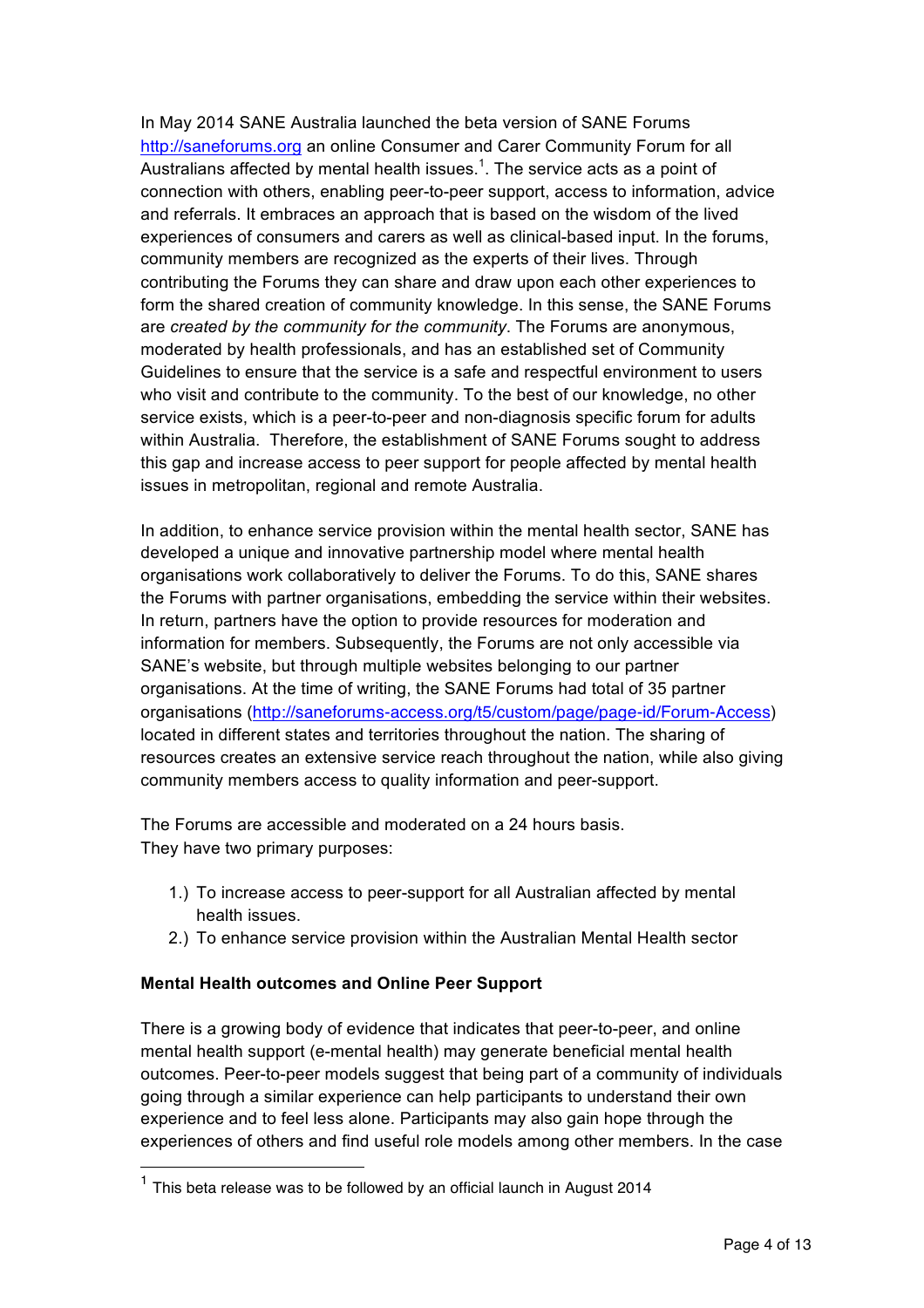In May 2014 SANE Australia launched the beta version of SANE Forums http://saneforums.org an online Consumer and Carer Community Forum for all Australians affected by mental health issues.[1]. The service acts as a point of connection with others, enabling peer-to-peer support, access to information, advice and referrals. It embraces an approach that is based on the wisdom of the lived experiences of consumers and carers as well as clinical-based input. In the forums, community members are recognized as the experts of their lives. Through contributing the Forums they can share and draw upon each other experiences to form the shared creation of community knowledge. In this sense, the SANE Forums are *created by the community for the community*. The Forums are anonymous, moderated by health professionals, and has an established set of Community Guidelines to ensure that the service is a safe and respectful environment to users who visit and contribute to the community. To the best of our knowledge, no other service exists, which is a peer-to-peer and non-diagnosis specific forum for adults within Australia. Therefore, the establishment of SANE Forums sought to address this gap and increase access to peer support for people affected by mental health issues in metropolitan, regional and remote Australia.

In addition, to enhance service provision within the mental health sector, SANE has developed a unique and innovative partnership model where mental health organisations work collaboratively to deliver the Forums. To do this, SANE shares the Forums with partner organisations, embedding the service within their websites. In return, partners have the option to provide resources for moderation and information for members. Subsequently, the Forums are not only accessible via SANE's website, but through multiple websites belonging to our partner organisations. At the time of writing, the SANE Forums had total of 35 partner organisations (http://saneforums-access.org/t5/custom/page/page-id/Forum-Access) located in different states and territories throughout the nation. The sharing of resources creates an extensive service reach throughout the nation, while also giving community members access to quality information and peer-support.

The Forums are accessible and moderated on a 24 hours basis.
They have two primary purposes:

1.) To increase access to peer-support for all Australian affected by mental health issues.
2.) To enhance service provision within the Australian Mental Health sector

**Mental Health outcomes and Online Peer Support**

There is a growing body of evidence that indicates that peer-to-peer, and online mental health support (e-mental health) may generate beneficial mental health outcomes. Peer-to-peer models suggest that being part of a community of individuals going through a similar experience can help participants to understand their own experience and to feel less alone. Participants may also gain hope through the experiences of others and find useful role models among other members. In the case

[1] This beta release was to be followed by an official launch in August 2014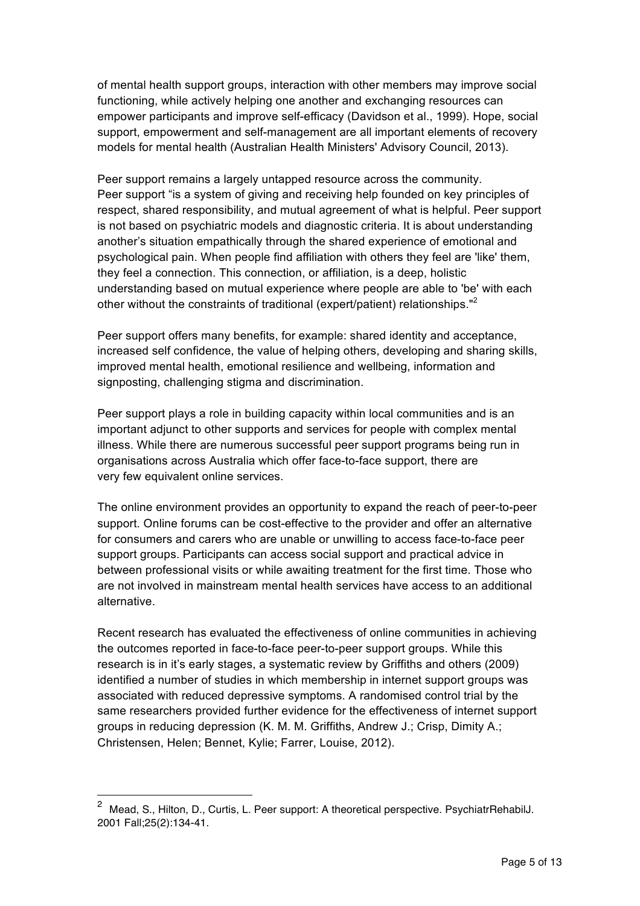of mental health support groups, interaction with other members may improve social functioning, while actively helping one another and exchanging resources can empower participants and improve self-efficacy (Davidson et al., 1999). Hope, social support, empowerment and self-management are all important elements of recovery models for mental health (Australian Health Ministers' Advisory Council, 2013).

Peer support remains a largely untapped resource across the community. Peer support "is a system of giving and receiving help founded on key principles of respect, shared responsibility, and mutual agreement of what is helpful. Peer support is not based on psychiatric models and diagnostic criteria. It is about understanding another's situation empathically through the shared experience of emotional and psychological pain. When people find affiliation with others they feel are 'like' them, they feel a connection. This connection, or affiliation, is a deep, holistic understanding based on mutual experience where people are able to 'be' with each other without the constraints of traditional (expert/patient) relationships."[2]

Peer support offers many benefits, for example: shared identity and acceptance, increased self confidence, the value of helping others, developing and sharing skills, improved mental health, emotional resilience and wellbeing, information and signposting, challenging stigma and discrimination.

Peer support plays a role in building capacity within local communities and is an important adjunct to other supports and services for people with complex mental illness. While there are numerous successful peer support programs being run in organisations across Australia which offer face-to-face support, there are very few equivalent online services.

The online environment provides an opportunity to expand the reach of peer-to-peer support. Online forums can be cost-effective to the provider and offer an alternative for consumers and carers who are unable or unwilling to access face-to-face peer support groups. Participants can access social support and practical advice in between professional visits or while awaiting treatment for the first time. Those who are not involved in mainstream mental health services have access to an additional alternative.

Recent research has evaluated the effectiveness of online communities in achieving the outcomes reported in face-to-face peer-to-peer support groups. While this research is in it's early stages, a systematic review by Griffiths and others (2009) identified a number of studies in which membership in internet support groups was associated with reduced depressive symptoms. A randomised control trial by the same researchers provided further evidence for the effectiveness of internet support groups in reducing depression (K. M. M. Griffiths, Andrew J.; Crisp, Dimity A.; Christensen, Helen; Bennet, Kylie; Farrer, Louise, 2012).

---

[2] Mead, S., Hilton, D., Curtis, L. Peer support: A theoretical perspective. PsychiatrRehabilJ. 2001 Fall;25(2):134-41.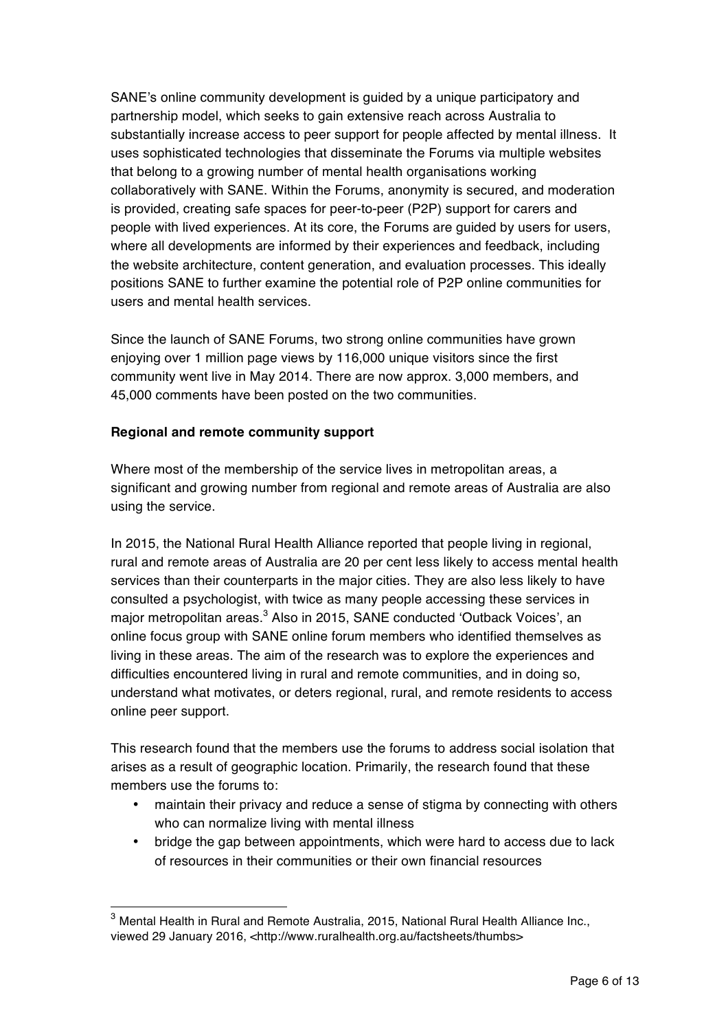SANE's online community development is guided by a unique participatory and partnership model, which seeks to gain extensive reach across Australia to substantially increase access to peer support for people affected by mental illness. It uses sophisticated technologies that disseminate the Forums via multiple websites that belong to a growing number of mental health organisations working collaboratively with SANE. Within the Forums, anonymity is secured, and moderation is provided, creating safe spaces for peer-to-peer (P2P) support for carers and people with lived experiences. At its core, the Forums are guided by users for users, where all developments are informed by their experiences and feedback, including the website architecture, content generation, and evaluation processes. This ideally positions SANE to further examine the potential role of P2P online communities for users and mental health services.

Since the launch of SANE Forums, two strong online communities have grown enjoying over 1 million page views by 116,000 unique visitors since the first community went live in May 2014. There are now approx. 3,000 members, and 45,000 comments have been posted on the two communities.

**Regional and remote community support**

Where most of the membership of the service lives in metropolitan areas, a significant and growing number from regional and remote areas of Australia are also using the service.

In 2015, the National Rural Health Alliance reported that people living in regional, rural and remote areas of Australia are 20 per cent less likely to access mental health services than their counterparts in the major cities. They are also less likely to have consulted a psychologist, with twice as many people accessing these services in major metropolitan areas.[3] Also in 2015, SANE conducted 'Outback Voices', an online focus group with SANE online forum members who identified themselves as living in these areas. The aim of the research was to explore the experiences and difficulties encountered living in rural and remote communities, and in doing so, understand what motivates, or deters regional, rural, and remote residents to access online peer support.

This research found that the members use the forums to address social isolation that arises as a result of geographic location. Primarily, the research found that these members use the forums to:

- maintain their privacy and reduce a sense of stigma by connecting with others who can normalize living with mental illness
- bridge the gap between appointments, which were hard to access due to lack of resources in their communities or their own financial resources

[3] Mental Health in Rural and Remote Australia, 2015, National Rural Health Alliance Inc., viewed 29 January 2016, <http://www.ruralhealth.org.au/factsheets/thumbs>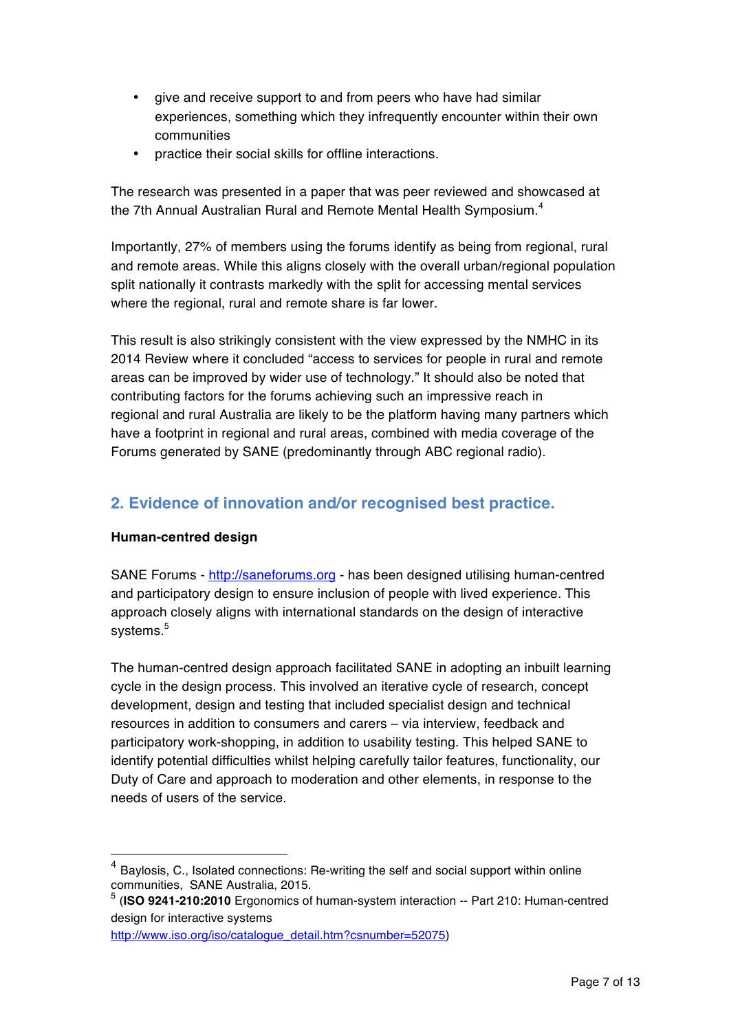- give and receive support to and from peers who have had similar experiences, something which they infrequently encounter within their own communities
- practice their social skills for offline interactions.

The research was presented in a paper that was peer reviewed and showcased at the 7th Annual Australian Rural and Remote Mental Health Symposium.[4]

Importantly, 27% of members using the forums identify as being from regional, rural and remote areas. While this aligns closely with the overall urban/regional population split nationally it contrasts markedly with the split for accessing mental services where the regional, rural and remote share is far lower.

This result is also strikingly consistent with the view expressed by the NMHC in its 2014 Review where it concluded "access to services for people in rural and remote areas can be improved by wider use of technology." It should also be noted that contributing factors for the forums achieving such an impressive reach in regional and rural Australia are likely to be the platform having many partners which have a footprint in regional and rural areas, combined with media coverage of the Forums generated by SANE (predominantly through ABC regional radio).

## 2. Evidence of innovation and/or recognised best practice.

**Human-centred design**

SANE Forums - [http://saneforums.org](http://saneforums.org) - has been designed utilising human-centred and participatory design to ensure inclusion of people with lived experience. This approach closely aligns with international standards on the design of interactive systems.[5]

The human-centred design approach facilitated SANE in adopting an inbuilt learning cycle in the design process. This involved an iterative cycle of research, concept development, design and testing that included specialist design and technical resources in addition to consumers and carers – via interview, feedback and participatory work-shopping, in addition to usability testing. This helped SANE to identify potential difficulties whilst helping carefully tailor features, functionality, our Duty of Care and approach to moderation and other elements, in response to the needs of users of the service.

---

[4] Baylosis, C., Isolated connections: Re-writing the self and social support within online communities, SANE Australia, 2015.

[5] (**ISO 9241-210:2010** Ergonomics of human-system interaction -- Part 210: Human-centred design for interactive systems [http://www.iso.org/iso/catalogue_detail.htm?csnumber=52075](http://www.iso.org/iso/catalogue_detail.htm?csnumber=52075))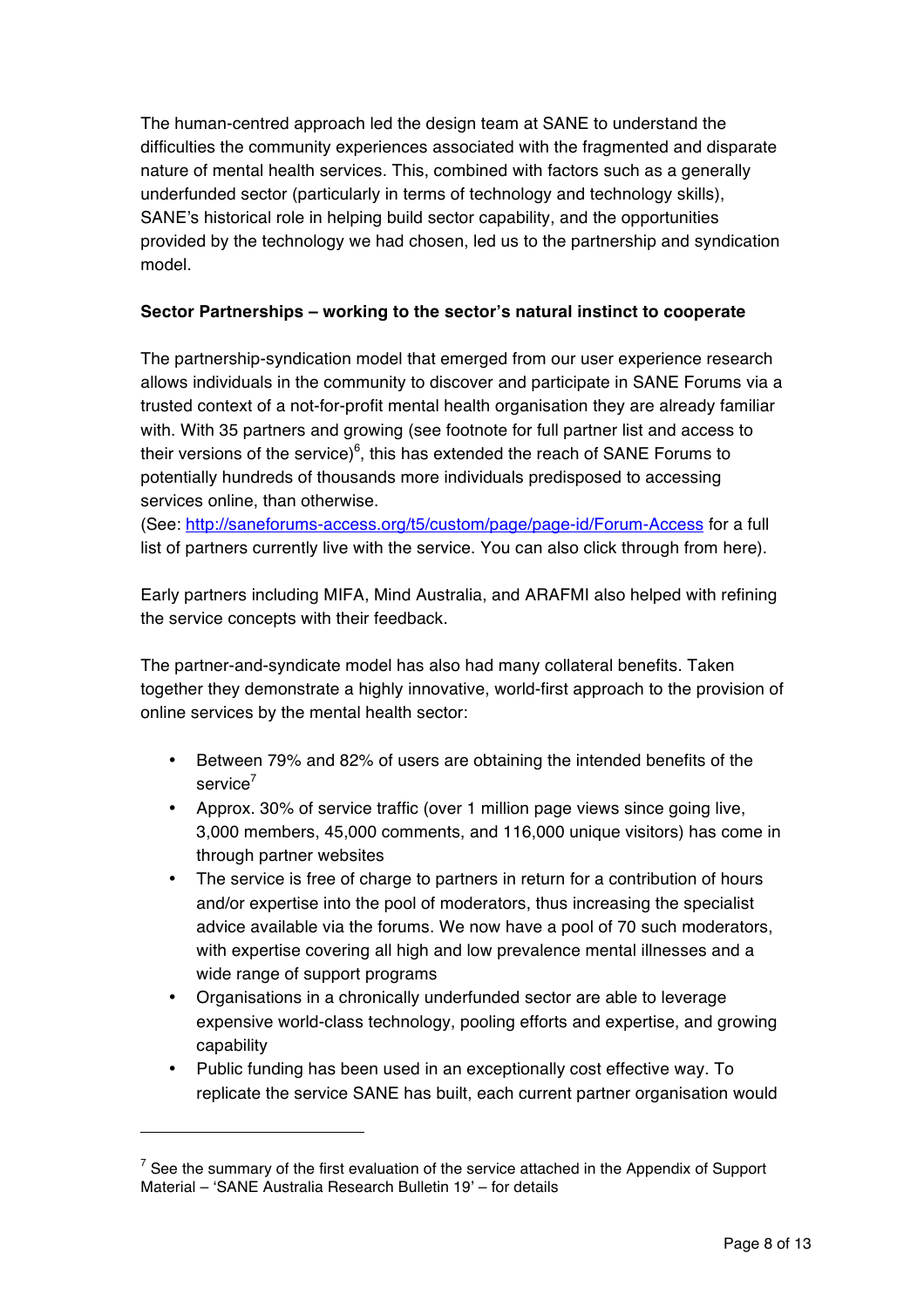The human-centred approach led the design team at SANE to understand the difficulties the community experiences associated with the fragmented and disparate nature of mental health services. This, combined with factors such as a generally underfunded sector (particularly in terms of technology and technology skills), SANE's historical role in helping build sector capability, and the opportunities provided by the technology we had chosen, led us to the partnership and syndication model.

**Sector Partnerships – working to the sector's natural instinct to cooperate**

The partnership-syndication model that emerged from our user experience research allows individuals in the community to discover and participate in SANE Forums via a trusted context of a not-for-profit mental health organisation they are already familiar with. With 35 partners and growing (see footnote for full partner list and access to their versions of the service)[6], this has extended the reach of SANE Forums to potentially hundreds of thousands more individuals predisposed to accessing services online, than otherwise.
(See: http://saneforums-access.org/t5/custom/page/page-id/Forum-Access for a full list of partners currently live with the service. You can also click through from here).

Early partners including MIFA, Mind Australia, and ARAFMI also helped with refining the service concepts with their feedback.

The partner-and-syndicate model has also had many collateral benefits. Taken together they demonstrate a highly innovative, world-first approach to the provision of online services by the mental health sector:

- Between 79% and 82% of users are obtaining the intended benefits of the service[7]
- Approx. 30% of service traffic (over 1 million page views since going live, 3,000 members, 45,000 comments, and 116,000 unique visitors) has come in through partner websites
- The service is free of charge to partners in return for a contribution of hours and/or expertise into the pool of moderators, thus increasing the specialist advice available via the forums. We now have a pool of 70 such moderators, with expertise covering all high and low prevalence mental illnesses and a wide range of support programs
- Organisations in a chronically underfunded sector are able to leverage expensive world-class technology, pooling efforts and expertise, and growing capability
- Public funding has been used in an exceptionally cost effective way. To replicate the service SANE has built, each current partner organisation would

---

[7] See the summary of the first evaluation of the service attached in the Appendix of Support Material – 'SANE Australia Research Bulletin 19' – for details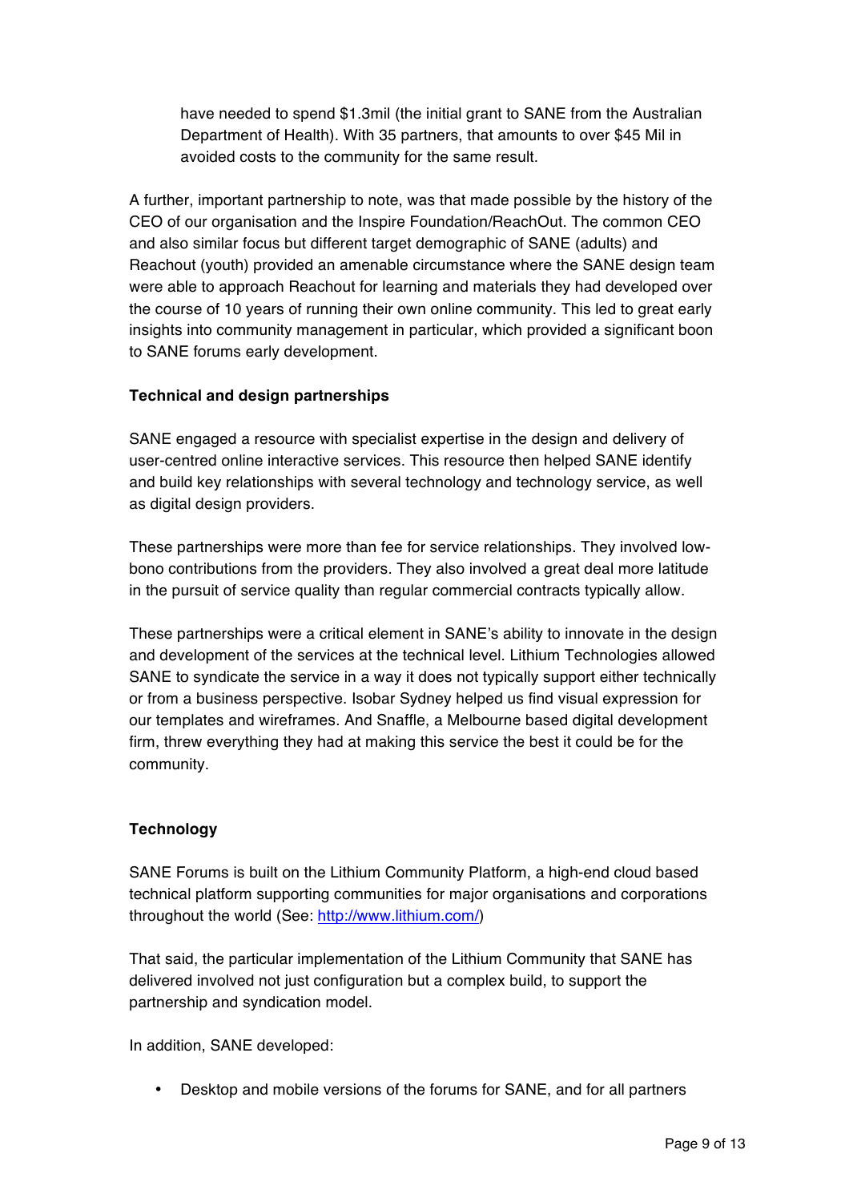have needed to spend $1.3mil (the initial grant to SANE from the Australian Department of Health). With 35 partners, that amounts to over $45 Mil in avoided costs to the community for the same result.

A further, important partnership to note, was that made possible by the history of the CEO of our organisation and the Inspire Foundation/ReachOut. The common CEO and also similar focus but different target demographic of SANE (adults) and Reachout (youth) provided an amenable circumstance where the SANE design team were able to approach Reachout for learning and materials they had developed over the course of 10 years of running their own online community. This led to great early insights into community management in particular, which provided a significant boon to SANE forums early development.

**Technical and design partnerships**

SANE engaged a resource with specialist expertise in the design and delivery of user-centred online interactive services. This resource then helped SANE identify and build key relationships with several technology and technology service, as well as digital design providers.

These partnerships were more than fee for service relationships. They involved low-bono contributions from the providers. They also involved a great deal more latitude in the pursuit of service quality than regular commercial contracts typically allow.

These partnerships were a critical element in SANE's ability to innovate in the design and development of the services at the technical level. Lithium Technologies allowed SANE to syndicate the service in a way it does not typically support either technically or from a business perspective. Isobar Sydney helped us find visual expression for our templates and wireframes. And Snaffle, a Melbourne based digital development firm, threw everything they had at making this service the best it could be for the community.

**Technology**

SANE Forums is built on the Lithium Community Platform, a high-end cloud based technical platform supporting communities for major organisations and corporations throughout the world (See: [http://www.lithium.com/](http://www.lithium.com/))

That said, the particular implementation of the Lithium Community that SANE has delivered involved not just configuration but a complex build, to support the partnership and syndication model.

In addition, SANE developed:

- Desktop and mobile versions of the forums for SANE, and for all partners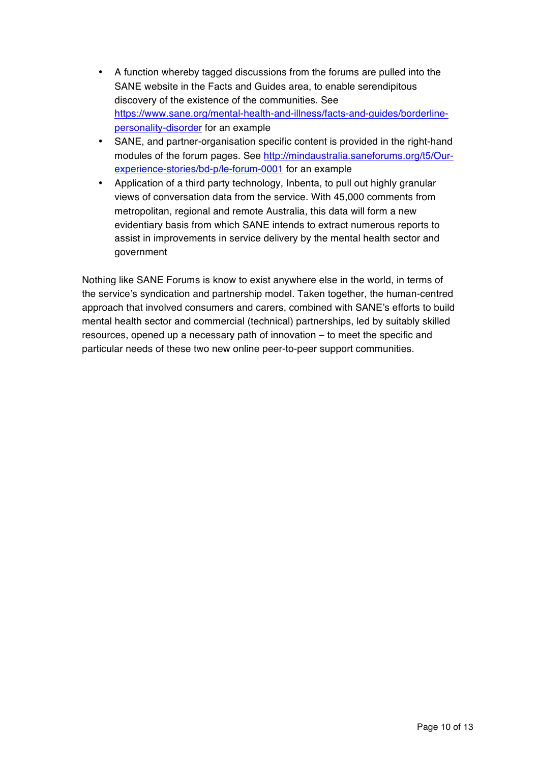- A function whereby tagged discussions from the forums are pulled into the SANE website in the Facts and Guides area, to enable serendipitous discovery of the existence of the communities. See [https://www.sane.org/mental-health-and-illness/facts-and-guides/borderline-personality-disorder](https://www.sane.org/mental-health-and-illness/facts-and-guides/borderline-personality-disorder) for an example
- SANE, and partner-organisation specific content is provided in the right-hand modules of the forum pages. See [http://mindaustralia.saneforums.org/t5/Our-experience-stories/bd-p/le-forum-0001](http://mindaustralia.saneforums.org/t5/Our-experience-stories/bd-p/le-forum-0001) for an example
- Application of a third party technology, Inbenta, to pull out highly granular views of conversation data from the service. With 45,000 comments from metropolitan, regional and remote Australia, this data will form a new evidentiary basis from which SANE intends to extract numerous reports to assist in improvements in service delivery by the mental health sector and government

Nothing like SANE Forums is know to exist anywhere else in the world, in terms of the service's syndication and partnership model. Taken together, the human-centred approach that involved consumers and carers, combined with SANE's efforts to build mental health sector and commercial (technical) partnerships, led by suitably skilled resources, opened up a necessary path of innovation – to meet the specific and particular needs of these two new online peer-to-peer support communities.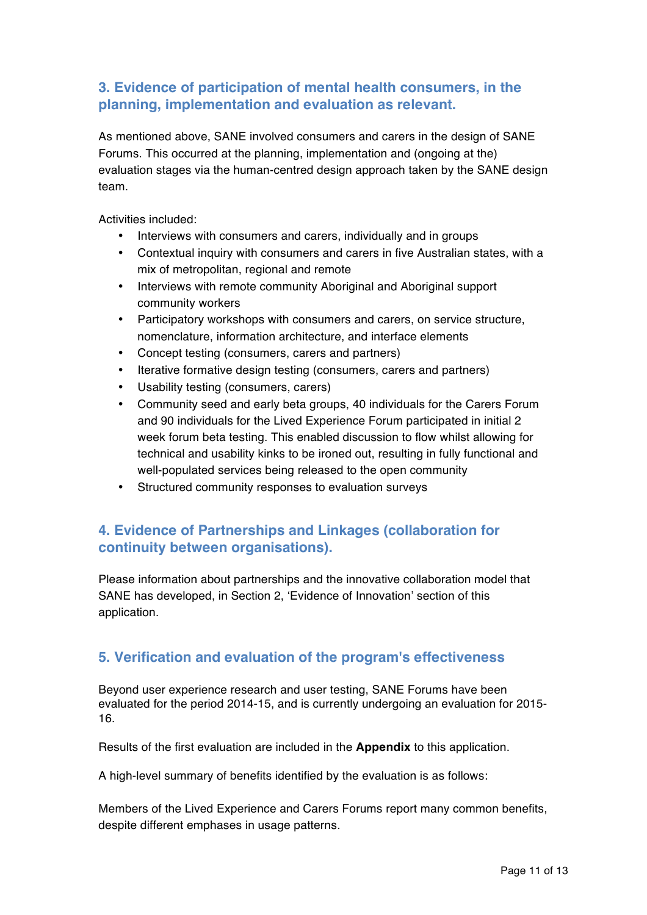## 3. Evidence of participation of mental health consumers, in the planning, implementation and evaluation as relevant.

As mentioned above, SANE involved consumers and carers in the design of SANE Forums. This occurred at the planning, implementation and (ongoing at the) evaluation stages via the human-centred design approach taken by the SANE design team.

Activities included:

- Interviews with consumers and carers, individually and in groups
- Contextual inquiry with consumers and carers in five Australian states, with a mix of metropolitan, regional and remote
- Interviews with remote community Aboriginal and Aboriginal support community workers
- Participatory workshops with consumers and carers, on service structure, nomenclature, information architecture, and interface elements
- Concept testing (consumers, carers and partners)
- Iterative formative design testing (consumers, carers and partners)
- Usability testing (consumers, carers)
- Community seed and early beta groups, 40 individuals for the Carers Forum and 90 individuals for the Lived Experience Forum participated in initial 2 week forum beta testing. This enabled discussion to flow whilst allowing for technical and usability kinks to be ironed out, resulting in fully functional and well-populated services being released to the open community
- Structured community responses to evaluation surveys

## 4. Evidence of Partnerships and Linkages (collaboration for continuity between organisations).

Please information about partnerships and the innovative collaboration model that SANE has developed, in Section 2, 'Evidence of Innovation' section of this application.

## 5. Verification and evaluation of the program's effectiveness

Beyond user experience research and user testing, SANE Forums have been evaluated for the period 2014-15, and is currently undergoing an evaluation for 2015-16.

Results of the first evaluation are included in the **Appendix** to this application.

A high-level summary of benefits identified by the evaluation is as follows:

Members of the Lived Experience and Carers Forums report many common benefits, despite different emphases in usage patterns.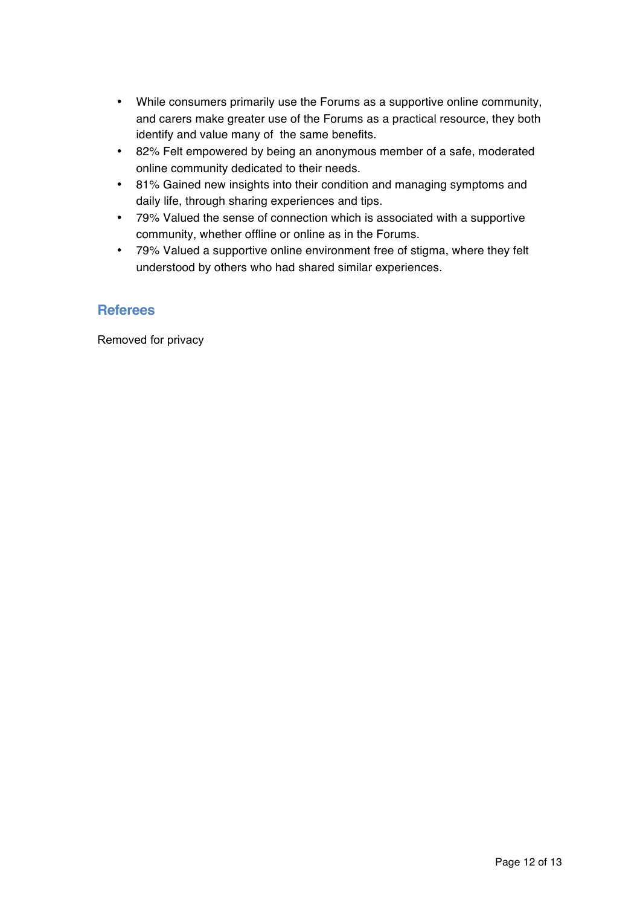- While consumers primarily use the Forums as a supportive online community, and carers make greater use of the Forums as a practical resource, they both identify and value many of the same benefits.
- 82% Felt empowered by being an anonymous member of a safe, moderated online community dedicated to their needs.
- 81% Gained new insights into their condition and managing symptoms and daily life, through sharing experiences and tips.
- 79% Valued the sense of connection which is associated with a supportive community, whether offline or online as in the Forums.
- 79% Valued a supportive online environment free of stigma, where they felt understood by others who had shared similar experiences.

## Referees

Removed for privacy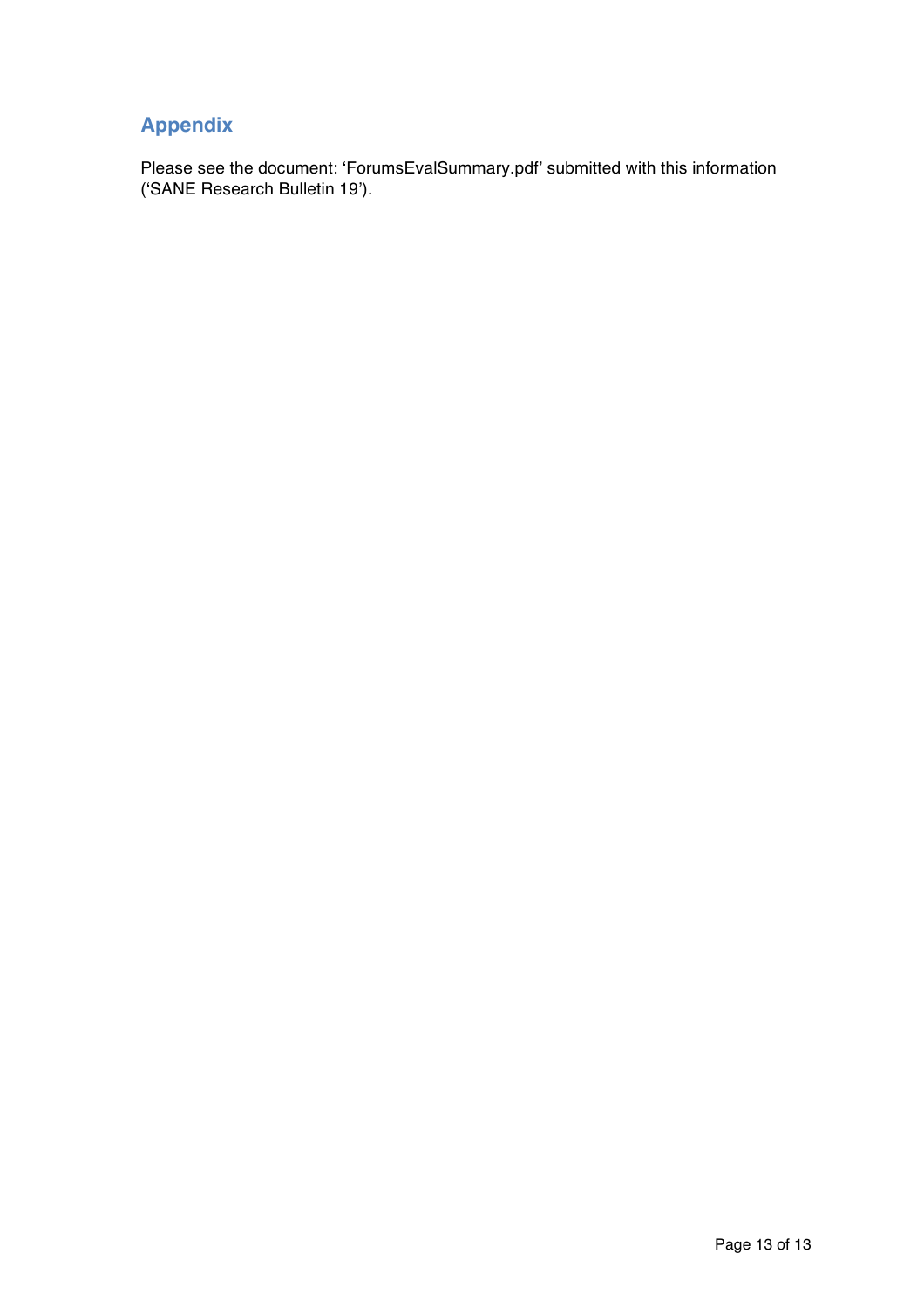## Appendix

Please see the document: 'ForumsEvalSummary.pdf' submitted with this information ('SANE Research Bulletin 19').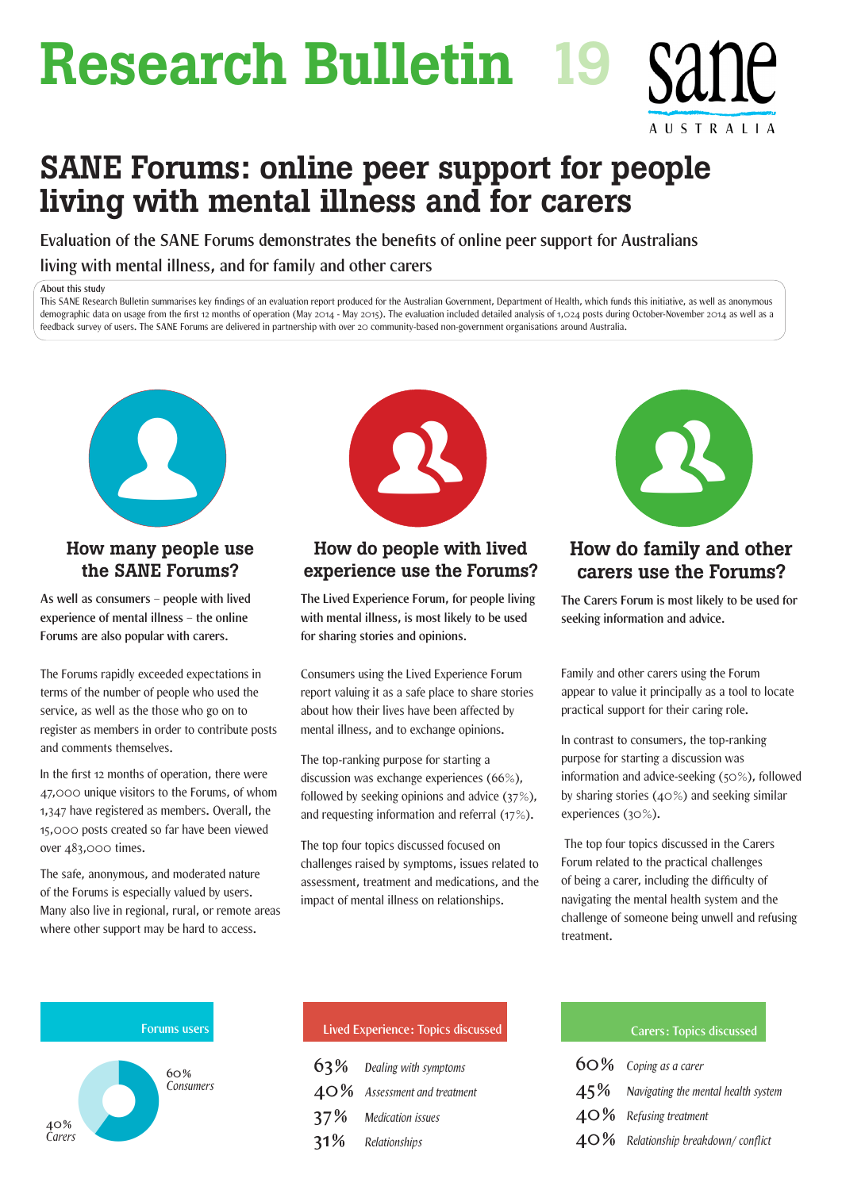# Research Bulletin 19

sane AUSTRALIA

# SANE Forums: online peer support for people living with mental illness and for carers

Evaluation of the SANE Forums demonstrates the benefits of online peer support for Australians living with mental illness, and for family and other carers

About this study

This SANE Research Bulletin summarises key findings of an evaluation report produced for the Australian Government, Department of Health, which funds this initiative, as well as anonymous demographic data on usage from the first 12 months of operation (May 2014 - May 2015). The evaluation included detailed analysis of 1,024 posts during October-November 2014 as well as a feedback survey of users. The SANE Forums are delivered in partnership with over 20 community-based non-government organisations around Australia.

## How many people use the SANE Forums?

As well as consumers – people with lived experience of mental illness – the online Forums are also popular with carers.

The Forums rapidly exceeded expectations in terms of the number of people who used the service, as well as the those who go on to register as members in order to contribute posts and comments themselves.

In the first 12 months of operation, there were 47,000 unique visitors to the Forums, of whom 1,347 have registered as members. Overall, the 15,000 posts created so far have been viewed over 483,000 times.

The safe, anonymous, and moderated nature of the Forums is especially valued by users. Many also live in regional, rural, or remote areas where other support may be hard to access.

## How do people with lived experience use the Forums?

The Lived Experience Forum, for people living with mental illness, is most likely to be used for sharing stories and opinions.

Consumers using the Lived Experience Forum report valuing it as a safe place to share stories about how their lives have been affected by mental illness, and to exchange opinions.

The top-ranking purpose for starting a discussion was exchange experiences (66%), followed by seeking opinions and advice (37%), and requesting information and referral (17%).

The top four topics discussed focused on challenges raised by symptoms, issues related to assessment, treatment and medications, and the impact of mental illness on relationships.

## How do family and other carers use the Forums?

The Carers Forum is most likely to be used for seeking information and advice.

Family and other carers using the Forum appear to value it principally as a tool to locate practical support for their caring role.

In contrast to consumers, the top-ranking purpose for starting a discussion was information and advice-seeking (50%), followed by sharing stories (40%) and seeking similar experiences (30%).

The top four topics discussed in the Carers Forum related to the practical challenges of being a carer, including the difficulty of navigating the mental health system and the challenge of someone being unwell and refusing treatment.

**Forums users**

60% *Consumers*

40% *Carers*

**Lived Experience: Topics discussed**

| | |
|---|---|
| 63% | *Dealing with symptoms* |
| 40% | *Assessment and treatment* |
| 37% | *Medication issues* |
| 31% | *Relationships* |

**Carers: Topics discussed**

| | |
|---|---|
| 60% | *Coping as a carer* |
| 45% | *Navigating the mental health system* |
| 40% | *Refusing treatment* |
| 40% | *Relationship breakdown/ conflict* |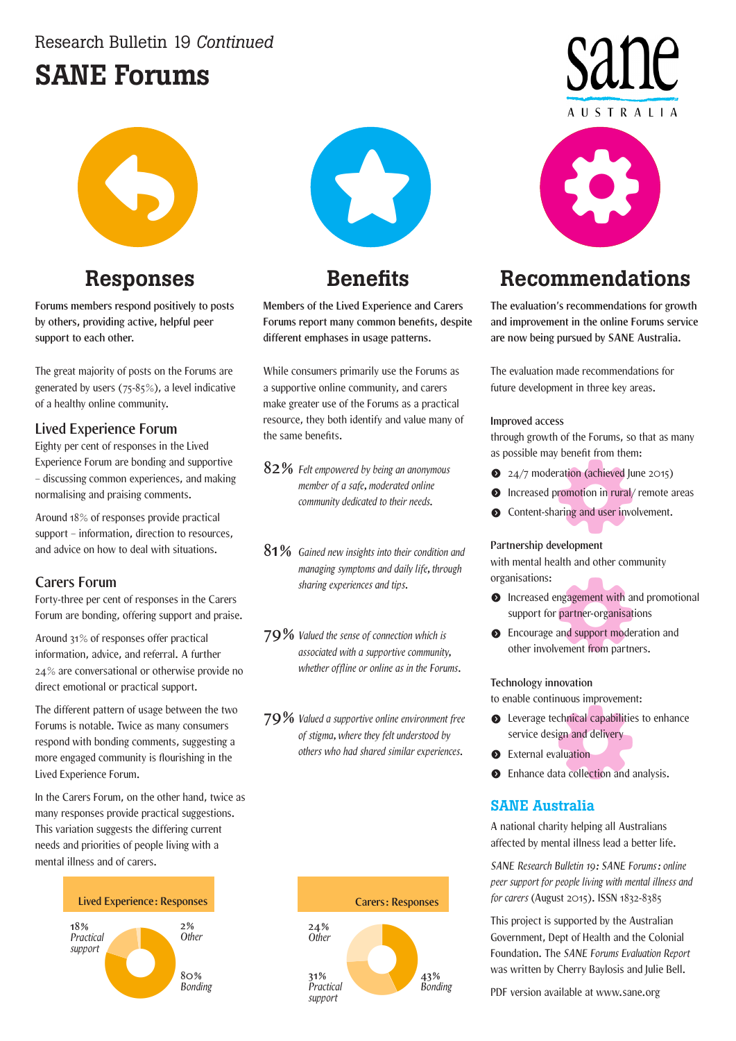Research Bulletin 19 *Continued*

# SANE Forums

## Responses

**Forums members respond positively to posts by others, providing active, helpful peer support to each other.**

The great majority of posts on the Forums are generated by users (75-85%), a level indicative of a healthy online community.

### Lived Experience Forum

Eighty per cent of responses in the Lived Experience Forum are bonding and supportive – discussing common experiences, and making normalising and praising comments.

Around 18% of responses provide practical support – information, direction to resources, and advice on how to deal with situations.

### Carers Forum

Forty-three per cent of responses in the Carers Forum are bonding, offering support and praise.

Around 31% of responses offer practical information, advice, and referral. A further 24% are conversational or otherwise provide no direct emotional or practical support.

The different pattern of usage between the two Forums is notable. Twice as many consumers respond with bonding comments, suggesting a more engaged community is flourishing in the Lived Experience Forum.

In the Carers Forum, on the other hand, twice as many responses provide practical suggestions. This variation suggests the differing current needs and priorities of people living with a mental illness and of carers.

Lived Experience: Responses

18% *Practical support*
2% *Other*
80% *Bonding*

## Benefits

**Members of the Lived Experience and Carers Forums report many common benefits, despite different emphases in usage patterns.**

While consumers primarily use the Forums as a supportive online community, and carers make greater use of the Forums as a practical resource, they both identify and value many of the same benefits.

82% *Felt empowered by being an anonymous member of a safe, moderated online community dedicated to their needs.*

81% *Gained new insights into their condition and managing symptoms and daily life, through sharing experiences and tips.*

79% *Valued the sense of connection which is associated with a supportive community, whether offline or online as in the Forums.*

79% *Valued a supportive online environment free of stigma, where they felt understood by others who had shared similar experiences.*

Carers: Responses

24% *Other*
31% *Practical support*
43% *Bonding*

## Recommendations

**The evaluation's recommendations for growth and improvement in the online Forums service are now being pursued by SANE Australia.**

The evaluation made recommendations for future development in three key areas.

Improved access
through growth of the Forums, so that as many as possible may benefit from them:

- 24/7 moderation (achieved June 2015)
- Increased promotion in rural/ remote areas
- Content-sharing and user involvement.

Partnership development
with mental health and other community organisations:

- Increased engagement with and promotional support for partner-organisations
- Encourage and support moderation and other involvement from partners.

Technology innovation
to enable continuous improvement:

- Leverage technical capabilities to enhance service design and delivery
- External evaluation
- Enhance data collection and analysis.

### SANE Australia

A national charity helping all Australians affected by mental illness lead a better life.

*SANE Research Bulletin 19: SANE Forums: online peer support for people living with mental illness and for carers* (August 2015). ISSN 1832-8385

This project is supported by the Australian Government, Dept of Health and the Colonial Foundation. The *SANE Forums Evaluation Report* was written by Cherry Baylosis and Julie Bell.

PDF version available at www.sane.org